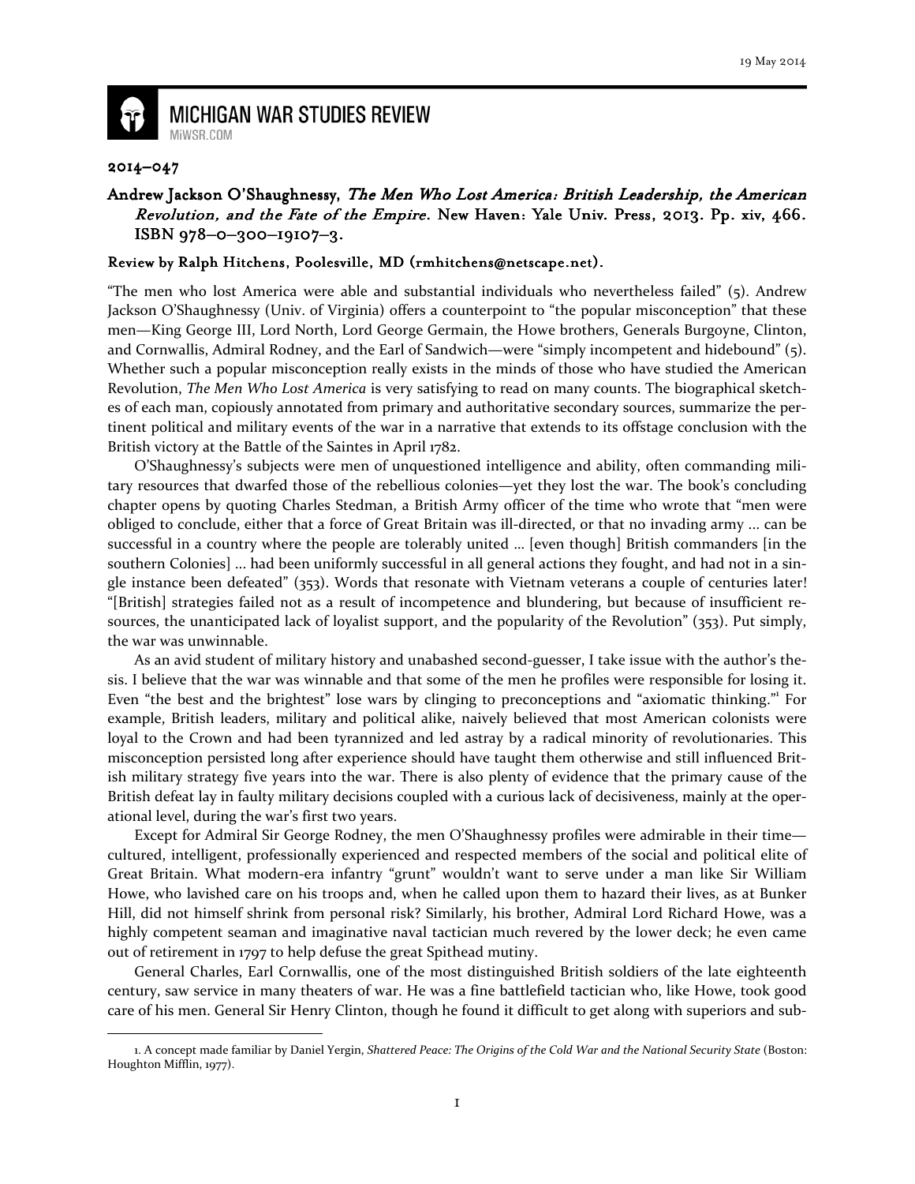# MICHIGAN WAR STUDIES REVIEW

MiWSR.COM

**2014–047**

**Andrew Jackson O'Shaughnessy, *The Men Who Lost America: British Leadership, the American Revolution, and the Fate of the Empire*. New Haven: Yale Univ. Press, 2013. Pp. xiv, 466. ISBN 978–0–300–19107–3.**

**Review by Ralph Hitchens, Poolesville, MD (rmhitchens@netscape.net).**

"The men who lost America were able and substantial individuals who nevertheless failed" (5). Andrew Jackson O'Shaughnessy (Univ. of Virginia) offers a counterpoint to "the popular misconception" that these men—King George III, Lord North, Lord George Germain, the Howe brothers, Generals Burgoyne, Clinton, and Cornwallis, Admiral Rodney, and the Earl of Sandwich—were "simply incompetent and hidebound" (5). Whether such a popular misconception really exists in the minds of those who have studied the American Revolution, *The Men Who Lost America* is very satisfying to read on many counts. The biographical sketches of each man, copiously annotated from primary and authoritative secondary sources, summarize the pertinent political and military events of the war in a narrative that extends to its offstage conclusion with the British victory at the Battle of the Saintes in April 1782.

O'Shaughnessy's subjects were men of unquestioned intelligence and ability, often commanding military resources that dwarfed those of the rebellious colonies—yet they lost the war. The book's concluding chapter opens by quoting Charles Stedman, a British Army officer of the time who wrote that "men were obliged to conclude, either that a force of Great Britain was ill-directed, or that no invading army ... can be successful in a country where the people are tolerably united ... [even though] British commanders [in the southern Colonies] ... had been uniformly successful in all general actions they fought, and had not in a single instance been defeated" (353). Words that resonate with Vietnam veterans a couple of centuries later! "[British] strategies failed not as a result of incompetence and blundering, but because of insufficient resources, the unanticipated lack of loyalist support, and the popularity of the Revolution" (353). Put simply, the war was unwinnable.

As an avid student of military history and unabashed second-guesser, I take issue with the author's thesis. I believe that the war was winnable and that some of the men he profiles were responsible for losing it. Even "the best and the brightest" lose wars by clinging to preconceptions and "axiomatic thinking."[1] For example, British leaders, military and political alike, naively believed that most American colonists were loyal to the Crown and had been tyrannized and led astray by a radical minority of revolutionaries. This misconception persisted long after experience should have taught them otherwise and still influenced British military strategy five years into the war. There is also plenty of evidence that the primary cause of the British defeat lay in faulty military decisions coupled with a curious lack of decisiveness, mainly at the operational level, during the war's first two years.

Except for Admiral Sir George Rodney, the men O'Shaughnessy profiles were admirable in their time—cultured, intelligent, professionally experienced and respected members of the social and political elite of Great Britain. What modern-era infantry "grunt" wouldn't want to serve under a man like Sir William Howe, who lavished care on his troops and, when he called upon them to hazard their lives, as at Bunker Hill, did not himself shrink from personal risk? Similarly, his brother, Admiral Lord Richard Howe, was a highly competent seaman and imaginative naval tactician much revered by the lower deck; he even came out of retirement in 1797 to help defuse the great Spithead mutiny.

General Charles, Earl Cornwallis, one of the most distinguished British soldiers of the late eighteenth century, saw service in many theaters of war. He was a fine battlefield tactician who, like Howe, took good care of his men. General Sir Henry Clinton, though he found it difficult to get along with superiors and sub-

---

1. A concept made familiar by Daniel Yergin, *Shattered Peace: The Origins of the Cold War and the National Security State* (Boston: Houghton Mifflin, 1977).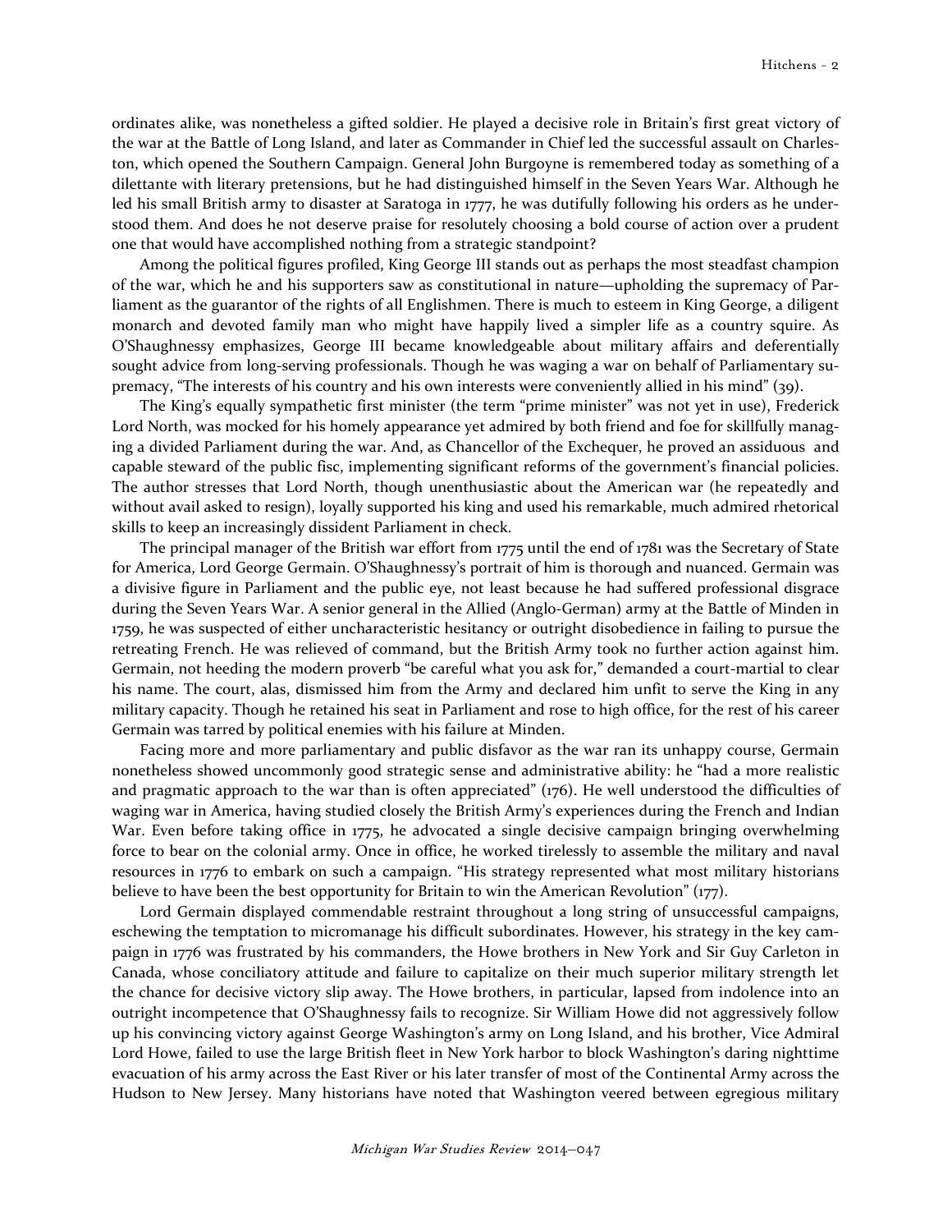ordinates alike, was nonetheless a gifted soldier. He played a decisive role in Britain's first great victory of the war at the Battle of Long Island, and later as Commander in Chief he led the successful assault on Charleston, which opened the Southern Campaign. General John Burgoyne is remembered today as something of a dilettante with literary pretensions, but he had distinguished himself in the Seven Years War. Although he led his small British army to disaster at Saratoga in 1777, he was dutifully following his orders as he understood them. And does he not deserve praise for resolutely choosing a bold course of action over a prudent one that would have accomplished nothing from a strategic standpoint?

Among the political figures profiled, King George III stands out as perhaps the most steadfast champion of the war, which he and his supporters saw as constitutional in nature—upholding the supremacy of Parliament as the guarantor of the rights of all Englishmen. There is much to esteem in King George, a diligent monarch and devoted family man who might have happily lived a simpler life as a country squire. As O'Shaughnessy emphasizes, George III became knowledgeable about military affairs and deferentially sought advice from long-serving professionals. Though he was waging a war on behalf of Parliamentary supremacy, "The interests of his country and his own interests were conveniently allied in his mind" (39).

The King's equally sympathetic first minister (the term "prime minister" was not yet in use), Frederick Lord North, was mocked for his homely appearance yet admired by both friend and foe for skillfully managing a divided Parliament during the war. And, as Chancellor of the Exchequer, he proved an assiduous and capable steward of the public fisc, implementing significant reforms of the government's financial policies. The author stresses that Lord North, though unenthusiastic about the American war (he repeatedly and without avail asked to resign), loyally supported his king and used his remarkable, much admired rhetorical skills to keep an increasingly dissident Parliament in check.

The principal manager of the British war effort from 1775 until the end of 1781 was the Secretary of State for America, Lord George Germain. O'Shaughnessy's portrait of him is thorough and nuanced. Germain was a divisive figure in Parliament and the public eye, not least because he had suffered professional disgrace during the Seven Years War. A senior general in the Allied (Anglo-German) army at the Battle of Minden in 1759, he was suspected of either uncharacteristic hesitancy or outright disobedience in failing to pursue the retreating French. He was relieved of command, but the British Army took no further action against him. Germain, not heeding the modern proverb "be careful what you ask for," demanded a court-martial to clear his name. The court, alas, dismissed him from the Army and declared him unfit to serve the King in any military capacity. Though he retained his seat in Parliament and rose to high office, for the rest of his career Germain was tarred by political enemies with his failure at Minden.

Facing more and more parliamentary and public disfavor as the war ran its unhappy course, Germain nonetheless showed uncommonly good strategic sense and administrative ability: he "had a more realistic and pragmatic approach to the war than is often appreciated" (176). He well understood the difficulties of waging war in America, having studied closely the British Army's experiences during the French and Indian War. Even before taking office in 1775, he advocated a single decisive campaign bringing overwhelming force to bear on the colonial army. Once in office, he worked tirelessly to assemble the military and naval resources in 1776 to embark on such a campaign. "His strategy represented what most military historians believe to have been the best opportunity for Britain to win the American Revolution" (177).

Lord Germain displayed commendable restraint throughout a long string of unsuccessful campaigns, eschewing the temptation to micromanage his difficult subordinates. However, his strategy in the key campaign in 1776 was frustrated by his commanders, the Howe brothers in New York and Sir Guy Carleton in Canada, whose conciliatory attitude and failure to capitalize on their much superior military strength let the chance for decisive victory slip away. The Howe brothers, in particular, lapsed from indolence into an outright incompetence that O'Shaughnessy fails to recognize. Sir William Howe did not aggressively follow up his convincing victory against George Washington's army on Long Island, and his brother, Vice Admiral Lord Howe, failed to use the large British fleet in New York harbor to block Washington's daring nighttime evacuation of his army across the East River or his later transfer of most of the Continental Army across the Hudson to New Jersey. Many historians have noted that Washington veered between egregious military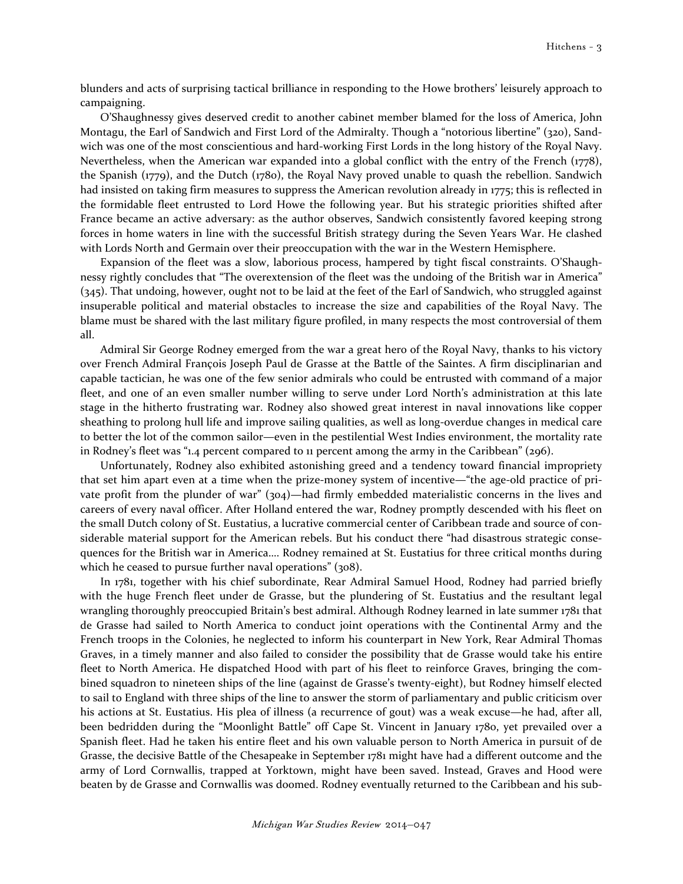blunders and acts of surprising tactical brilliance in responding to the Howe brothers' leisurely approach to campaigning.

O'Shaughnessy gives deserved credit to another cabinet member blamed for the loss of America, John Montagu, the Earl of Sandwich and First Lord of the Admiralty. Though a "notorious libertine" (320), Sandwich was one of the most conscientious and hard-working First Lords in the long history of the Royal Navy. Nevertheless, when the American war expanded into a global conflict with the entry of the French (1778), the Spanish (1779), and the Dutch (1780), the Royal Navy proved unable to quash the rebellion. Sandwich had insisted on taking firm measures to suppress the American revolution already in 1775; this is reflected in the formidable fleet entrusted to Lord Howe the following year. But his strategic priorities shifted after France became an active adversary: as the author observes, Sandwich consistently favored keeping strong forces in home waters in line with the successful British strategy during the Seven Years War. He clashed with Lords North and Germain over their preoccupation with the war in the Western Hemisphere.

Expansion of the fleet was a slow, laborious process, hampered by tight fiscal constraints. O'Shaughnessy rightly concludes that "The overextension of the fleet was the undoing of the British war in America" (345). That undoing, however, ought not to be laid at the feet of the Earl of Sandwich, who struggled against insuperable political and material obstacles to increase the size and capabilities of the Royal Navy. The blame must be shared with the last military figure profiled, in many respects the most controversial of them all.

Admiral Sir George Rodney emerged from the war a great hero of the Royal Navy, thanks to his victory over French Admiral François Joseph Paul de Grasse at the Battle of the Saintes. A firm disciplinarian and capable tactician, he was one of the few senior admirals who could be entrusted with command of a major fleet, and one of an even smaller number willing to serve under Lord North's administration at this late stage in the hitherto frustrating war. Rodney also showed great interest in naval innovations like copper sheathing to prolong hull life and improve sailing qualities, as well as long-overdue changes in medical care to better the lot of the common sailor—even in the pestilential West Indies environment, the mortality rate in Rodney's fleet was "1.4 percent compared to 11 percent among the army in the Caribbean" (296).

Unfortunately, Rodney also exhibited astonishing greed and a tendency toward financial impropriety that set him apart even at a time when the prize-money system of incentive—"the age-old practice of private profit from the plunder of war" (304)—had firmly embedded materialistic concerns in the lives and careers of every naval officer. After Holland entered the war, Rodney promptly descended with his fleet on the small Dutch colony of St. Eustatius, a lucrative commercial center of Caribbean trade and source of considerable material support for the American rebels. But his conduct there "had disastrous strategic consequences for the British war in America.... Rodney remained at St. Eustatius for three critical months during which he ceased to pursue further naval operations" (308).

In 1781, together with his chief subordinate, Rear Admiral Samuel Hood, Rodney had parried briefly with the huge French fleet under de Grasse, but the plundering of St. Eustatius and the resultant legal wrangling thoroughly preoccupied Britain's best admiral. Although Rodney learned in late summer 1781 that de Grasse had sailed to North America to conduct joint operations with the Continental Army and the French troops in the Colonies, he neglected to inform his counterpart in New York, Rear Admiral Thomas Graves, in a timely manner and also failed to consider the possibility that de Grasse would take his entire fleet to North America. He dispatched Hood with part of his fleet to reinforce Graves, bringing the combined squadron to nineteen ships of the line (against de Grasse's twenty-eight), but Rodney himself elected to sail to England with three ships of the line to answer the storm of parliamentary and public criticism over his actions at St. Eustatius. His plea of illness (a recurrence of gout) was a weak excuse—he had, after all, been bedridden during the "Moonlight Battle" off Cape St. Vincent in January 1780, yet prevailed over a Spanish fleet. Had he taken his entire fleet and his own valuable person to North America in pursuit of de Grasse, the decisive Battle of the Chesapeake in September 1781 might have had a different outcome and the army of Lord Cornwallis, trapped at Yorktown, might have been saved. Instead, Graves and Hood were beaten by de Grasse and Cornwallis was doomed. Rodney eventually returned to the Caribbean and his sub-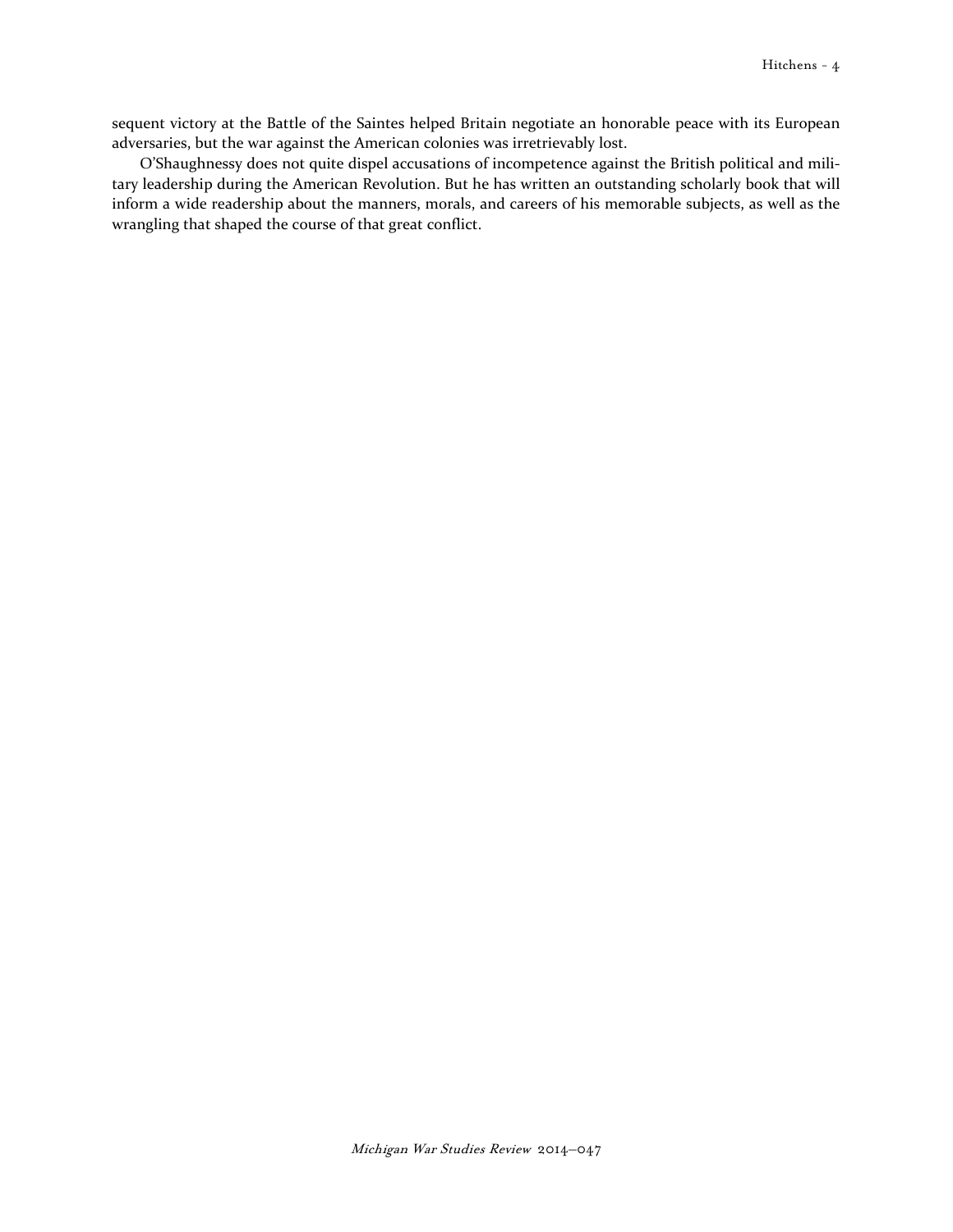sequent victory at the Battle of the Saintes helped Britain negotiate an honorable peace with its European adversaries, but the war against the American colonies was irretrievably lost.

O'Shaughnessy does not quite dispel accusations of incompetence against the British political and military leadership during the American Revolution. But he has written an outstanding scholarly book that will inform a wide readership about the manners, morals, and careers of his memorable subjects, as well as the wrangling that shaped the course of that great conflict.